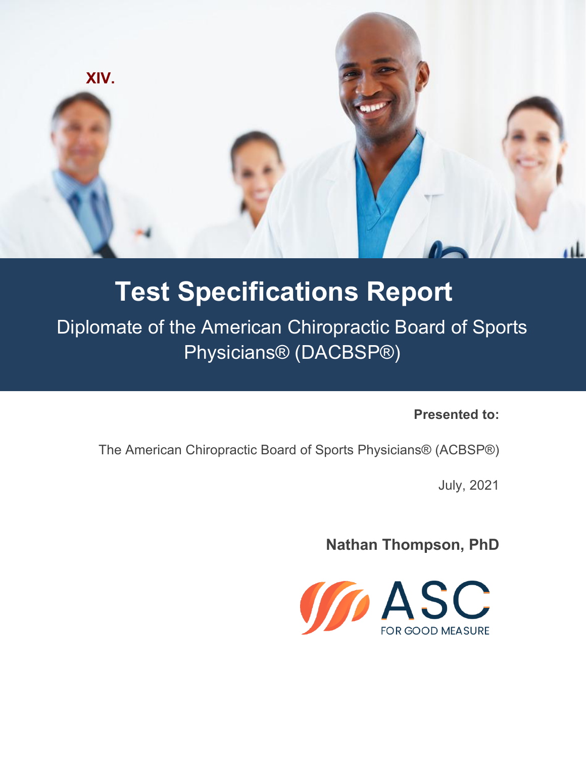XIV.

# Test Specifications Report

## Diplomate of the American Chiropractic Board of Sports Physicians® (DACBSP®)

**Presented to:**

The American Chiropractic Board of Sports Physicians® (ACBSP®)

July, 2021

**Nathan Thompson, PhD**

ASC

FOR GOOD MEASURE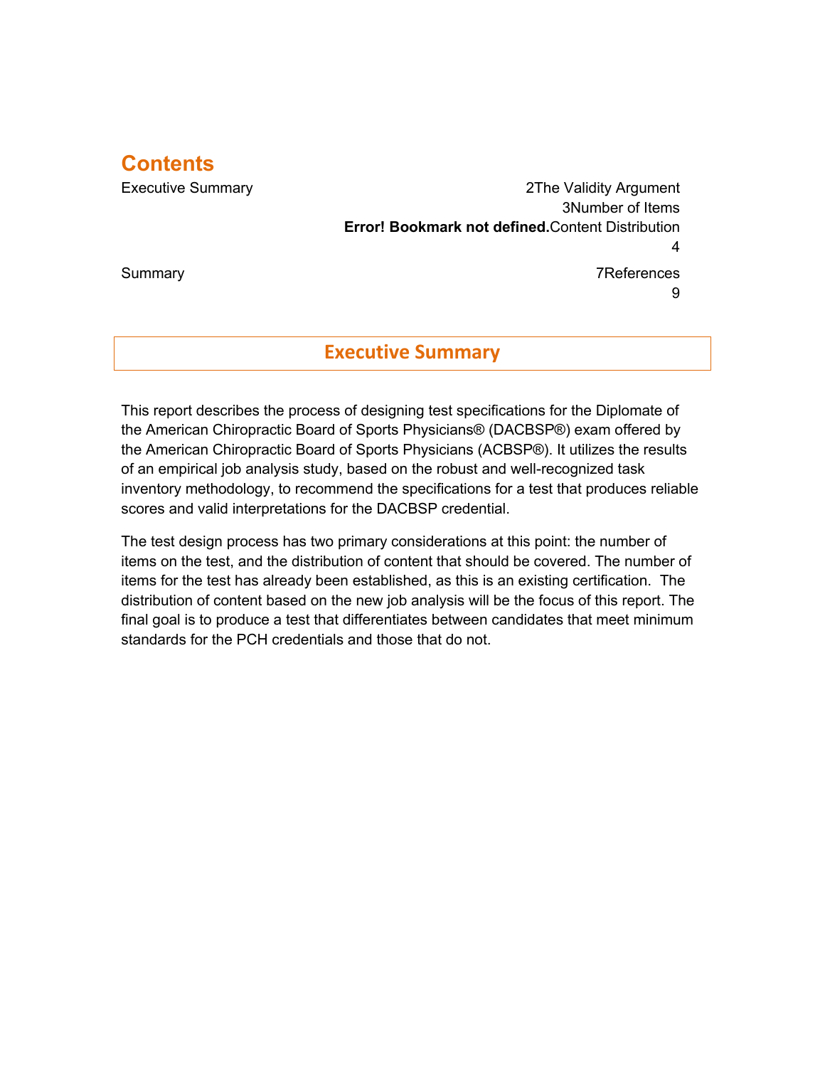# Contents

Executive Summary 2
The Validity Argument 3
Number of Items **Error! Bookmark not defined.**
Content Distribution 4
Summary 7
References 9

## Executive Summary

This report describes the process of designing test specifications for the Diplomate of the American Chiropractic Board of Sports Physicians® (DACBSP®) exam offered by the American Chiropractic Board of Sports Physicians (ACBSP®). It utilizes the results of an empirical job analysis study, based on the robust and well-recognized task inventory methodology, to recommend the specifications for a test that produces reliable scores and valid interpretations for the DACBSP credential.

The test design process has two primary considerations at this point: the number of items on the test, and the distribution of content that should be covered. The number of items for the test has already been established, as this is an existing certification. The distribution of content based on the new job analysis will be the focus of this report. The final goal is to produce a test that differentiates between candidates that meet minimum standards for the PCH credentials and those that do not.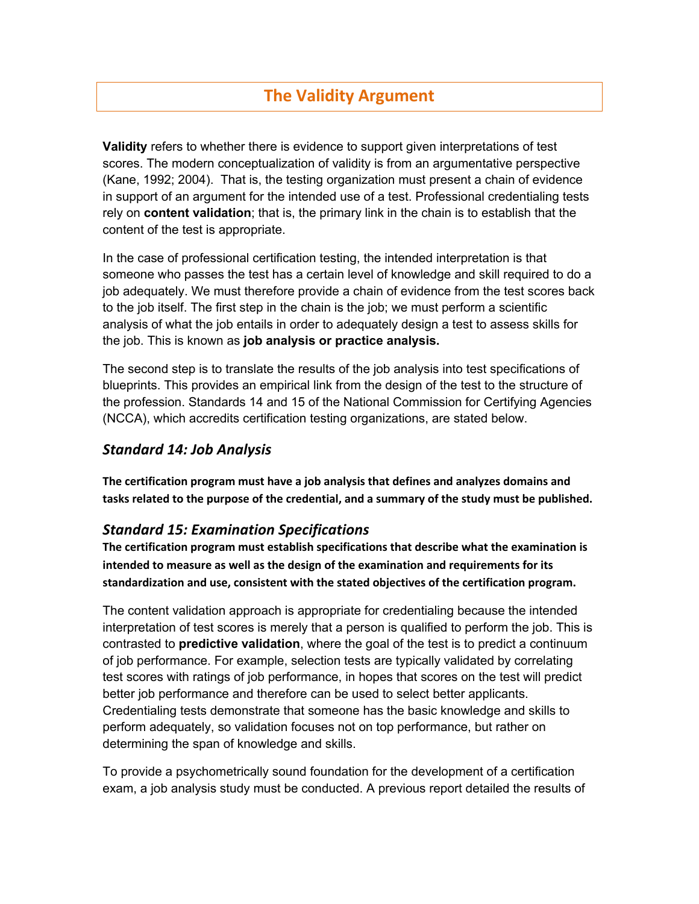# The Validity Argument

**Validity** refers to whether there is evidence to support given interpretations of test scores. The modern conceptualization of validity is from an argumentative perspective (Kane, 1992; 2004). That is, the testing organization must present a chain of evidence in support of an argument for the intended use of a test. Professional credentialing tests rely on **content validation**; that is, the primary link in the chain is to establish that the content of the test is appropriate.

In the case of professional certification testing, the intended interpretation is that someone who passes the test has a certain level of knowledge and skill required to do a job adequately. We must therefore provide a chain of evidence from the test scores back to the job itself. The first step in the chain is the job; we must perform a scientific analysis of what the job entails in order to adequately design a test to assess skills for the job. This is known as **job analysis or practice analysis.**

The second step is to translate the results of the job analysis into test specifications of blueprints. This provides an empirical link from the design of the test to the structure of the profession. Standards 14 and 15 of the National Commission for Certifying Agencies (NCCA), which accredits certification testing organizations, are stated below.

## *Standard 14: Job Analysis*

**The certification program must have a job analysis that defines and analyzes domains and tasks related to the purpose of the credential, and a summary of the study must be published.**

## *Standard 15: Examination Specifications*

**The certification program must establish specifications that describe what the examination is intended to measure as well as the design of the examination and requirements for its standardization and use, consistent with the stated objectives of the certification program.**

The content validation approach is appropriate for credentialing because the intended interpretation of test scores is merely that a person is qualified to perform the job. This is contrasted to **predictive validation**, where the goal of the test is to predict a continuum of job performance. For example, selection tests are typically validated by correlating test scores with ratings of job performance, in hopes that scores on the test will predict better job performance and therefore can be used to select better applicants. Credentialing tests demonstrate that someone has the basic knowledge and skills to perform adequately, so validation focuses not on top performance, but rather on determining the span of knowledge and skills.

To provide a psychometrically sound foundation for the development of a certification exam, a job analysis study must be conducted. A previous report detailed the results of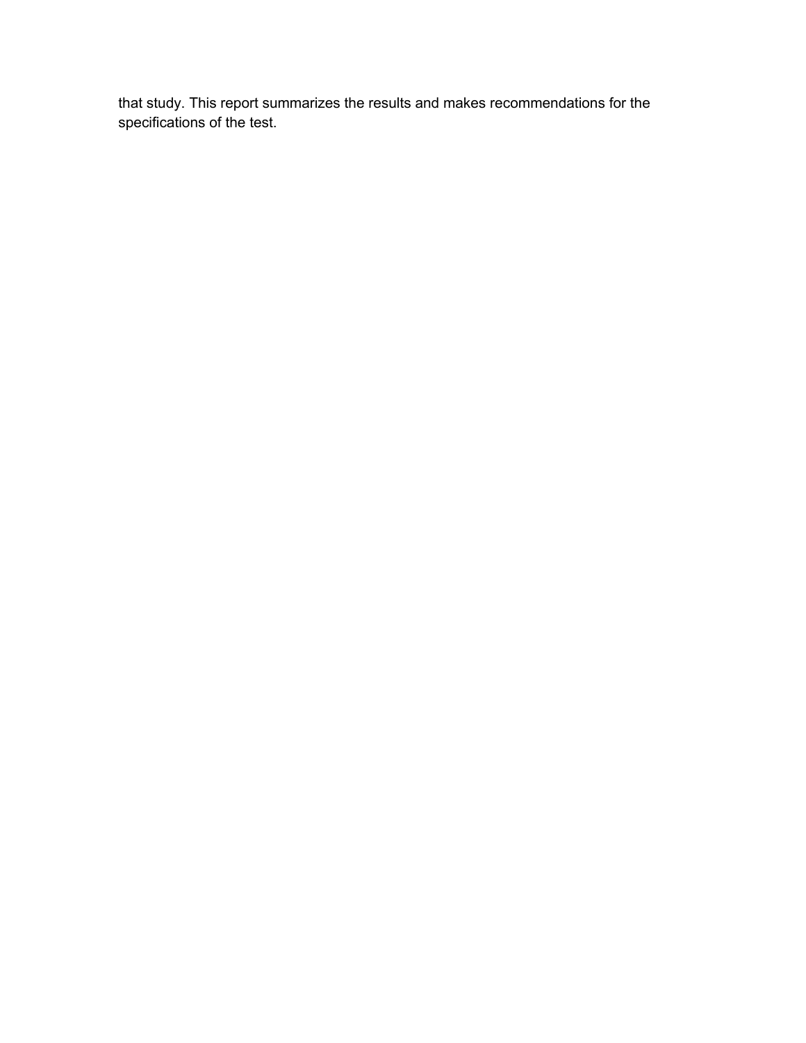that study. This report summarizes the results and makes recommendations for the specifications of the test.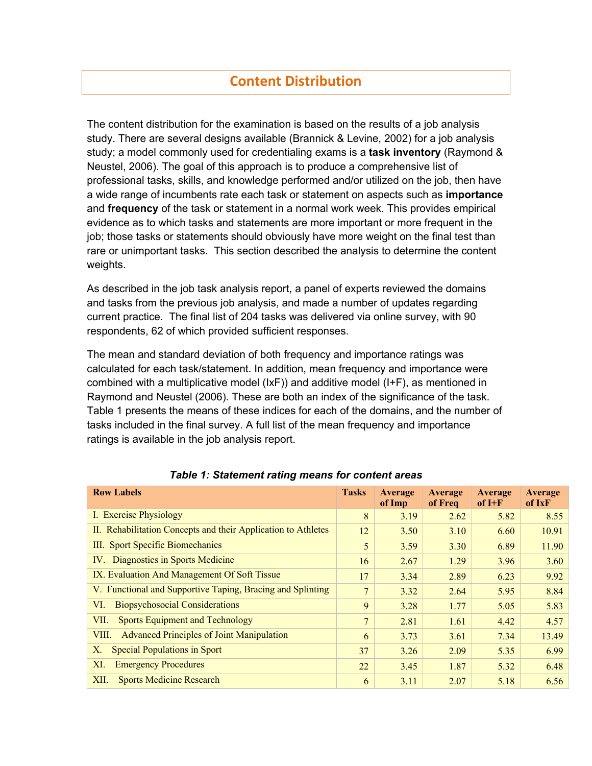# Content Distribution

The content distribution for the examination is based on the results of a job analysis study. There are several designs available (Brannick & Levine, 2002) for a job analysis study; a model commonly used for credentialing exams is a **task inventory** (Raymond & Neustel, 2006). The goal of this approach is to produce a comprehensive list of professional tasks, skills, and knowledge performed and/or utilized on the job, then have a wide range of incumbents rate each task or statement on aspects such as **importance** and **frequency** of the task or statement in a normal work week. This provides empirical evidence as to which tasks and statements are more important or more frequent in the job; those tasks or statements should obviously have more weight on the final test than rare or unimportant tasks. This section described the analysis to determine the content weights.

As described in the job task analysis report, a panel of experts reviewed the domains and tasks from the previous job analysis, and made a number of updates regarding current practice. The final list of 204 tasks was delivered via online survey, with 90 respondents, 62 of which provided sufficient responses.

The mean and standard deviation of both frequency and importance ratings was calculated for each task/statement. In addition, mean frequency and importance were combined with a multiplicative model (IxF)) and additive model (I+F), as mentioned in Raymond and Neustel (2006). These are both an index of the significance of the task. Table 1 presents the means of these indices for each of the domains, and the number of tasks included in the final survey. A full list of the mean frequency and importance ratings is available in the job analysis report.

***Table 1: Statement rating means for content areas***

| Row Labels | Tasks | Average of Imp | Average of Freq | Average of I+F | Average of IxF |
|---|---|---|---|---|---|
| I. Exercise Physiology | 8 | 3.19 | 2.62 | 5.82 | 8.55 |
| II. Rehabilitation Concepts and their Application to Athletes | 12 | 3.50 | 3.10 | 6.60 | 10.91 |
| III. Sport Specific Biomechanics | 5 | 3.59 | 3.30 | 6.89 | 11.90 |
| IV. Diagnostics in Sports Medicine | 16 | 2.67 | 1.29 | 3.96 | 3.60 |
| IX. Evaluation And Management Of Soft Tissue | 17 | 3.34 | 2.89 | 6.23 | 9.92 |
| V. Functional and Supportive Taping, Bracing and Splinting | 7 | 3.32 | 2.64 | 5.95 | 8.84 |
| VI. Biopsychosocial Considerations | 9 | 3.28 | 1.77 | 5.05 | 5.83 |
| VII. Sports Equipment and Technology | 7 | 2.81 | 1.61 | 4.42 | 4.57 |
| VIII. Advanced Principles of Joint Manipulation | 6 | 3.73 | 3.61 | 7.34 | 13.49 |
| X. Special Populations in Sport | 37 | 3.26 | 2.09 | 5.35 | 6.99 |
| XI. Emergency Procedures | 22 | 3.45 | 1.87 | 5.32 | 6.48 |
| XII. Sports Medicine Research | 6 | 3.11 | 2.07 | 5.18 | 6.56 |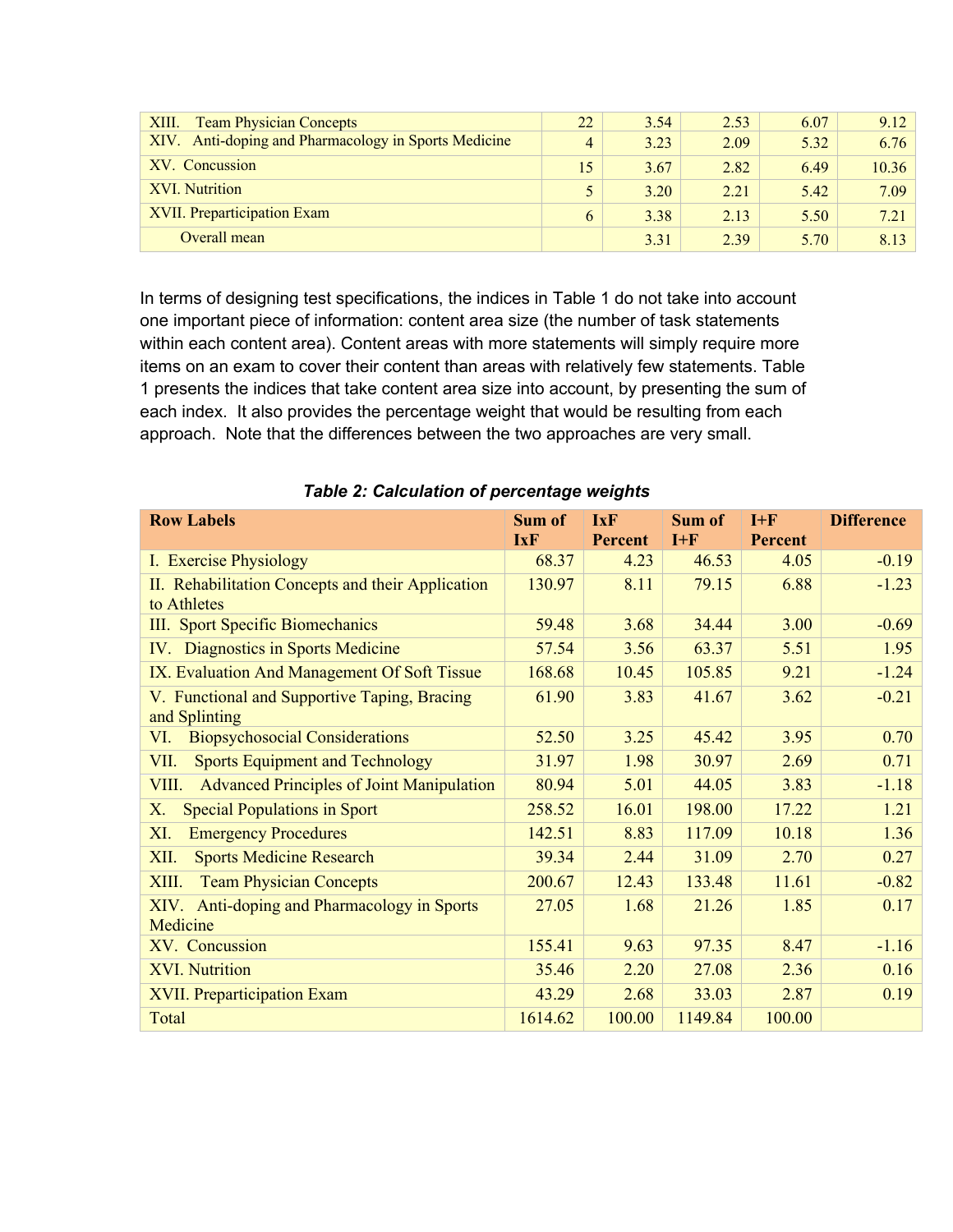| XIII. Team Physician Concepts | 22 | 3.54 | 2.53 | 6.07 | 9.12 |
|---|---|---|---|---|---|
| XIV. Anti-doping and Pharmacology in Sports Medicine | 4 | 3.23 | 2.09 | 5.32 | 6.76 |
| XV. Concussion | 15 | 3.67 | 2.82 | 6.49 | 10.36 |
| XVI. Nutrition | 5 | 3.20 | 2.21 | 5.42 | 7.09 |
| XVII. Preparticipation Exam | 6 | 3.38 | 2.13 | 5.50 | 7.21 |
| Overall mean | | 3.31 | 2.39 | 5.70 | 8.13 |

In terms of designing test specifications, the indices in Table 1 do not take into account one important piece of information: content area size (the number of task statements within each content area). Content areas with more statements will simply require more items on an exam to cover their content than areas with relatively few statements. Table 1 presents the indices that take content area size into account, by presenting the sum of each index. It also provides the percentage weight that would be resulting from each approach. Note that the differences between the two approaches are very small.

***Table 2: Calculation of percentage weights***

| Row Labels | Sum of IxF | IxF Percent | Sum of I+F | I+F Percent | Difference |
|---|---|---|---|---|---|
| I. Exercise Physiology | 68.37 | 4.23 | 46.53 | 4.05 | -0.19 |
| II. Rehabilitation Concepts and their Application to Athletes | 130.97 | 8.11 | 79.15 | 6.88 | -1.23 |
| III. Sport Specific Biomechanics | 59.48 | 3.68 | 34.44 | 3.00 | -0.69 |
| IV. Diagnostics in Sports Medicine | 57.54 | 3.56 | 63.37 | 5.51 | 1.95 |
| IX. Evaluation And Management Of Soft Tissue | 168.68 | 10.45 | 105.85 | 9.21 | -1.24 |
| V. Functional and Supportive Taping, Bracing and Splinting | 61.90 | 3.83 | 41.67 | 3.62 | -0.21 |
| VI. Biopsychosocial Considerations | 52.50 | 3.25 | 45.42 | 3.95 | 0.70 |
| VII. Sports Equipment and Technology | 31.97 | 1.98 | 30.97 | 2.69 | 0.71 |
| VIII. Advanced Principles of Joint Manipulation | 80.94 | 5.01 | 44.05 | 3.83 | -1.18 |
| X. Special Populations in Sport | 258.52 | 16.01 | 198.00 | 17.22 | 1.21 |
| XI. Emergency Procedures | 142.51 | 8.83 | 117.09 | 10.18 | 1.36 |
| XII. Sports Medicine Research | 39.34 | 2.44 | 31.09 | 2.70 | 0.27 |
| XIII. Team Physician Concepts | 200.67 | 12.43 | 133.48 | 11.61 | -0.82 |
| XIV. Anti-doping and Pharmacology in Sports Medicine | 27.05 | 1.68 | 21.26 | 1.85 | 0.17 |
| XV. Concussion | 155.41 | 9.63 | 97.35 | 8.47 | -1.16 |
| XVI. Nutrition | 35.46 | 2.20 | 27.08 | 2.36 | 0.16 |
| XVII. Preparticipation Exam | 43.29 | 2.68 | 33.03 | 2.87 | 0.19 |
| Total | 1614.62 | 100.00 | 1149.84 | 100.00 | |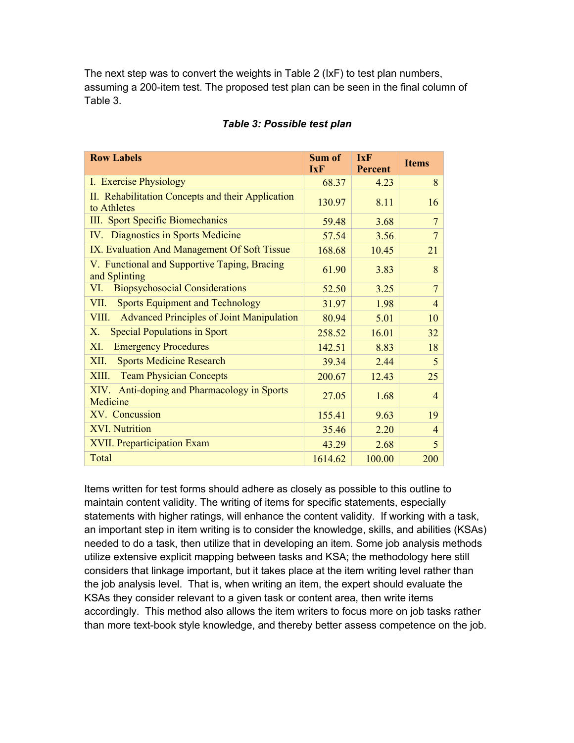The next step was to convert the weights in Table 2 (IxF) to test plan numbers, assuming a 200-item test. The proposed test plan can be seen in the final column of Table 3.

***Table 3: Possible test plan***

| Row Labels | Sum of IxF | IxF Percent | Items |
|---|---|---|---|
| I. Exercise Physiology | 68.37 | 4.23 | 8 |
| II. Rehabilitation Concepts and their Application to Athletes | 130.97 | 8.11 | 16 |
| III. Sport Specific Biomechanics | 59.48 | 3.68 | 7 |
| IV. Diagnostics in Sports Medicine | 57.54 | 3.56 | 7 |
| IX. Evaluation And Management Of Soft Tissue | 168.68 | 10.45 | 21 |
| V. Functional and Supportive Taping, Bracing and Splinting | 61.90 | 3.83 | 8 |
| VI. Biopsychosocial Considerations | 52.50 | 3.25 | 7 |
| VII. Sports Equipment and Technology | 31.97 | 1.98 | 4 |
| VIII. Advanced Principles of Joint Manipulation | 80.94 | 5.01 | 10 |
| X. Special Populations in Sport | 258.52 | 16.01 | 32 |
| XI. Emergency Procedures | 142.51 | 8.83 | 18 |
| XII. Sports Medicine Research | 39.34 | 2.44 | 5 |
| XIII. Team Physician Concepts | 200.67 | 12.43 | 25 |
| XIV. Anti-doping and Pharmacology in Sports Medicine | 27.05 | 1.68 | 4 |
| XV. Concussion | 155.41 | 9.63 | 19 |
| XVI. Nutrition | 35.46 | 2.20 | 4 |
| XVII. Preparticipation Exam | 43.29 | 2.68 | 5 |
| Total | 1614.62 | 100.00 | 200 |

Items written for test forms should adhere as closely as possible to this outline to maintain content validity. The writing of items for specific statements, especially statements with higher ratings, will enhance the content validity. If working with a task, an important step in item writing is to consider the knowledge, skills, and abilities (KSAs) needed to do a task, then utilize that in developing an item. Some job analysis methods utilize extensive explicit mapping between tasks and KSA; the methodology here still considers that linkage important, but it takes place at the item writing level rather than the job analysis level. That is, when writing an item, the expert should evaluate the KSAs they consider relevant to a given task or content area, then write items accordingly. This method also allows the item writers to focus more on job tasks rather than more text-book style knowledge, and thereby better assess competence on the job.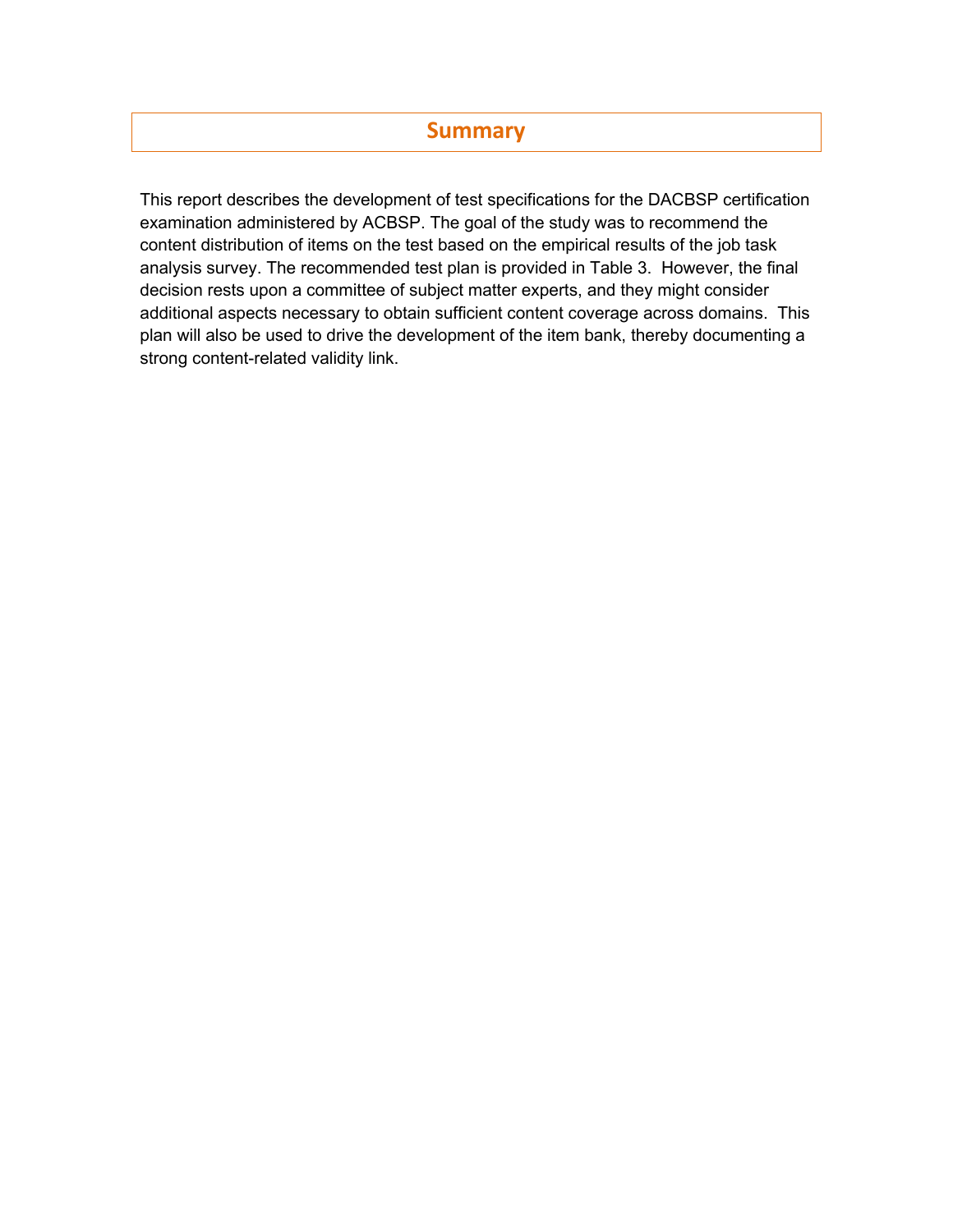## Summary

This report describes the development of test specifications for the DACBSP certification examination administered by ACBSP. The goal of the study was to recommend the content distribution of items on the test based on the empirical results of the job task analysis survey. The recommended test plan is provided in Table 3. However, the final decision rests upon a committee of subject matter experts, and they might consider additional aspects necessary to obtain sufficient content coverage across domains. This plan will also be used to drive the development of the item bank, thereby documenting a strong content-related validity link.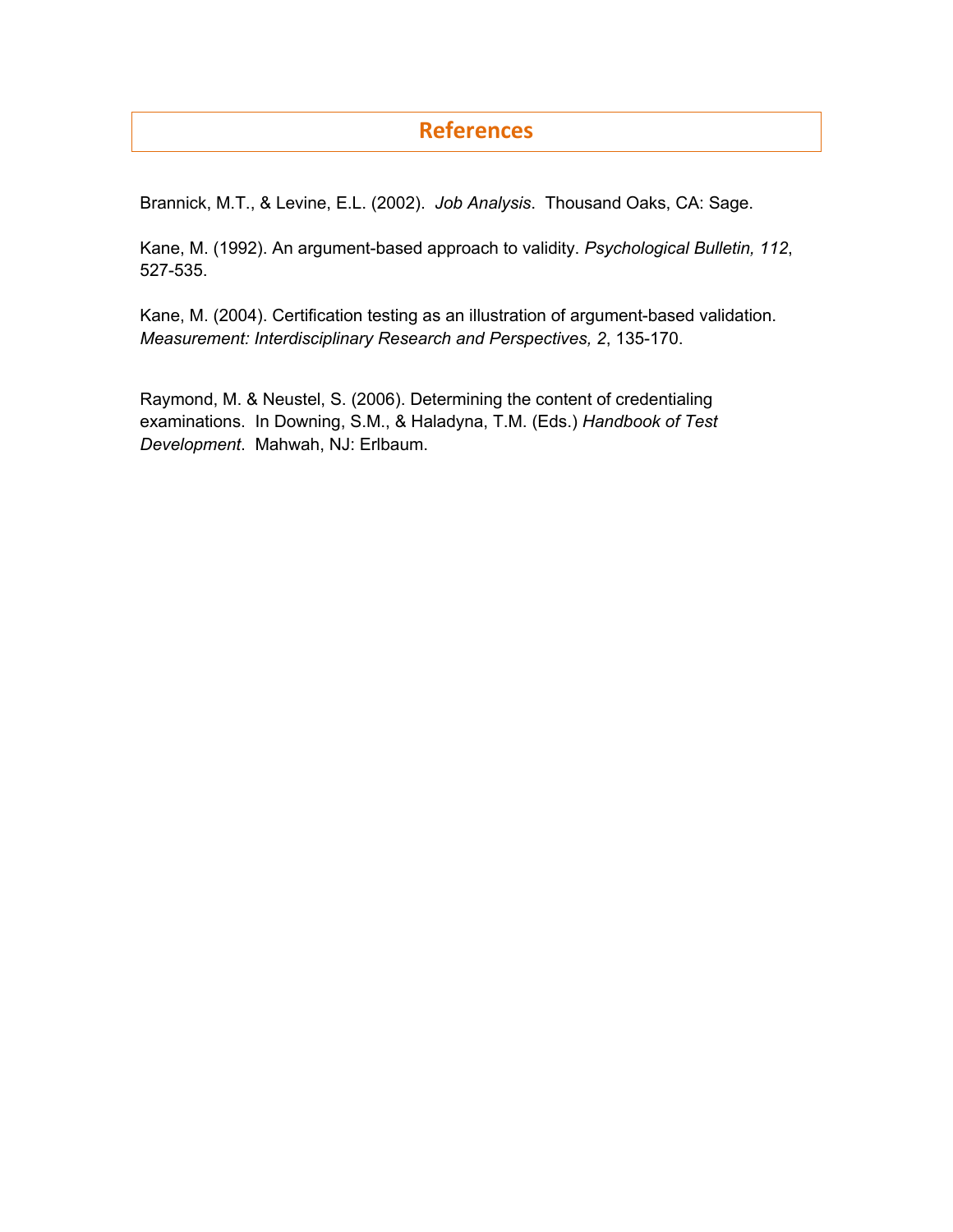## References

Brannick, M.T., & Levine, E.L. (2002). *Job Analysis*. Thousand Oaks, CA: Sage.

Kane, M. (1992). An argument-based approach to validity. *Psychological Bulletin, 112*, 527-535.

Kane, M. (2004). Certification testing as an illustration of argument-based validation. *Measurement: Interdisciplinary Research and Perspectives, 2*, 135-170.

Raymond, M. & Neustel, S. (2006). Determining the content of credentialing examinations. In Downing, S.M., & Haladyna, T.M. (Eds.) *Handbook of Test Development*. Mahwah, NJ: Erlbaum.